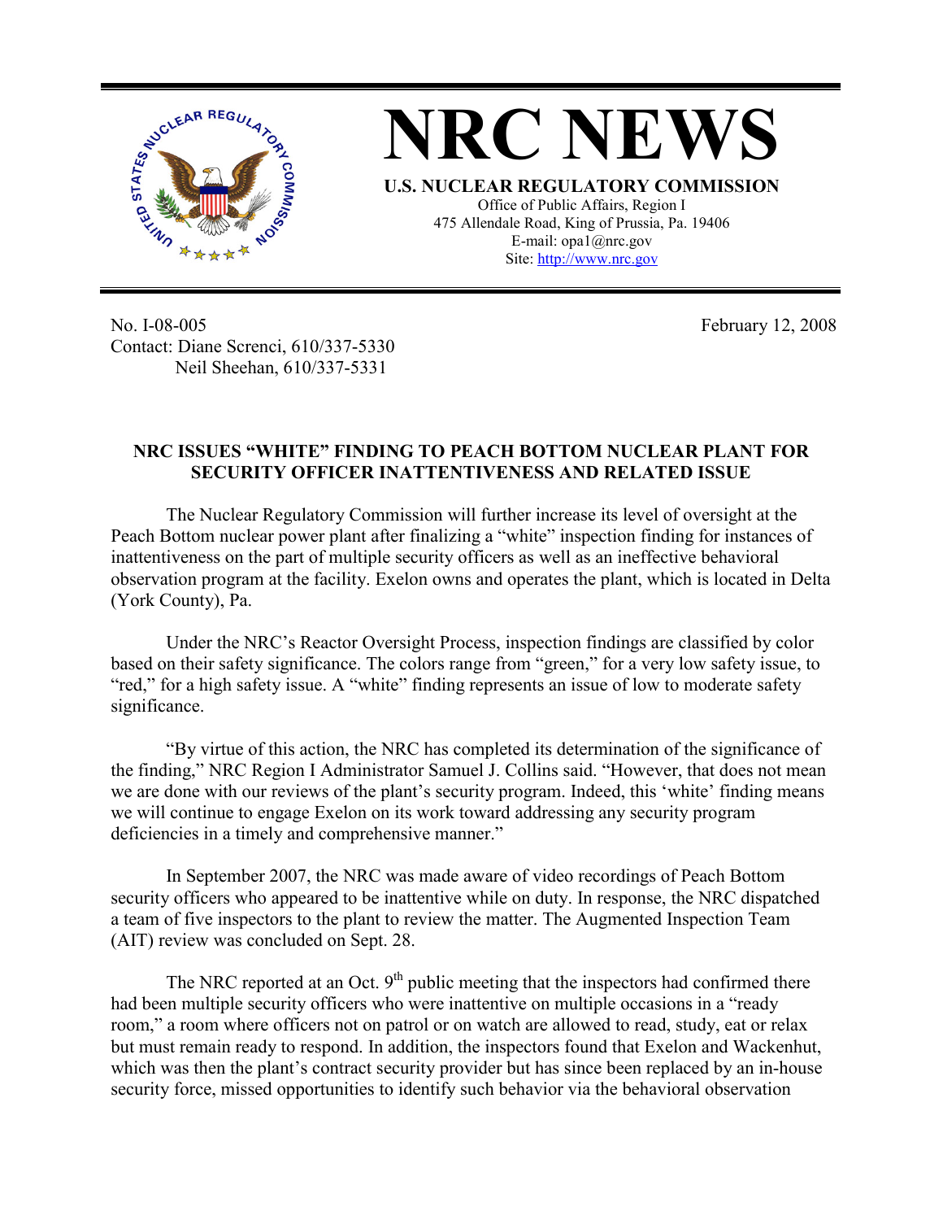# NRC NEWS

**U.S. NUCLEAR REGULATORY COMMISSION**

Office of Public Affairs, Region I
475 Allendale Road, King of Prussia, Pa. 19406
E-mail: opa1@nrc.gov
Site: http://www.nrc.gov

No. I-08-005
Contact: Diane Screnci, 610/337-5330
Neil Sheehan, 610/337-5331

February 12, 2008

## NRC ISSUES "WHITE" FINDING TO PEACH BOTTOM NUCLEAR PLANT FOR SECURITY OFFICER INATTENTIVENESS AND RELATED ISSUE

The Nuclear Regulatory Commission will further increase its level of oversight at the Peach Bottom nuclear power plant after finalizing a "white" inspection finding for instances of inattentiveness on the part of multiple security officers as well as an ineffective behavioral observation program at the facility. Exelon owns and operates the plant, which is located in Delta (York County), Pa.

Under the NRC's Reactor Oversight Process, inspection findings are classified by color based on their safety significance. The colors range from "green," for a very low safety issue, to "red," for a high safety issue. A "white" finding represents an issue of low to moderate safety significance.

"By virtue of this action, the NRC has completed its determination of the significance of the finding," NRC Region I Administrator Samuel J. Collins said. "However, that does not mean we are done with our reviews of the plant's security program. Indeed, this 'white' finding means we will continue to engage Exelon on its work toward addressing any security program deficiencies in a timely and comprehensive manner."

In September 2007, the NRC was made aware of video recordings of Peach Bottom security officers who appeared to be inattentive while on duty. In response, the NRC dispatched a team of five inspectors to the plant to review the matter. The Augmented Inspection Team (AIT) review was concluded on Sept. 28.

The NRC reported at an Oct. 9th public meeting that the inspectors had confirmed there had been multiple security officers who were inattentive on multiple occasions in a "ready room," a room where officers not on patrol or on watch are allowed to read, study, eat or relax but must remain ready to respond. In addition, the inspectors found that Exelon and Wackenhut, which was then the plant's contract security provider but has since been replaced by an in-house security force, missed opportunities to identify such behavior via the behavioral observation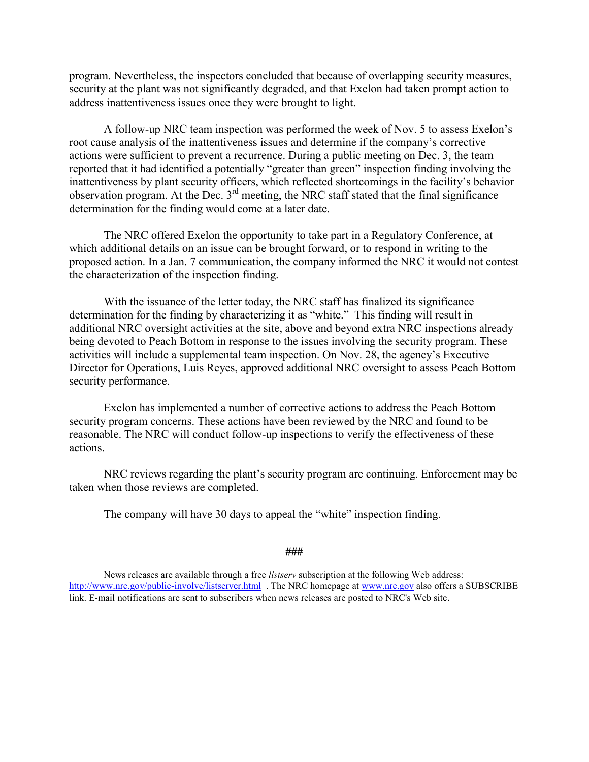program. Nevertheless, the inspectors concluded that because of overlapping security measures, security at the plant was not significantly degraded, and that Exelon had taken prompt action to address inattentiveness issues once they were brought to light.

A follow-up NRC team inspection was performed the week of Nov. 5 to assess Exelon's root cause analysis of the inattentiveness issues and determine if the company's corrective actions were sufficient to prevent a recurrence. During a public meeting on Dec. 3, the team reported that it had identified a potentially "greater than green" inspection finding involving the inattentiveness by plant security officers, which reflected shortcomings in the facility's behavior observation program. At the Dec. 3rd meeting, the NRC staff stated that the final significance determination for the finding would come at a later date.

The NRC offered Exelon the opportunity to take part in a Regulatory Conference, at which additional details on an issue can be brought forward, or to respond in writing to the proposed action. In a Jan. 7 communication, the company informed the NRC it would not contest the characterization of the inspection finding.

With the issuance of the letter today, the NRC staff has finalized its significance determination for the finding by characterizing it as "white." This finding will result in additional NRC oversight activities at the site, above and beyond extra NRC inspections already being devoted to Peach Bottom in response to the issues involving the security program. These activities will include a supplemental team inspection. On Nov. 28, the agency's Executive Director for Operations, Luis Reyes, approved additional NRC oversight to assess Peach Bottom security performance.

Exelon has implemented a number of corrective actions to address the Peach Bottom security program concerns. These actions have been reviewed by the NRC and found to be reasonable. The NRC will conduct follow-up inspections to verify the effectiveness of these actions.

NRC reviews regarding the plant's security program are continuing. Enforcement may be taken when those reviews are completed.

The company will have 30 days to appeal the "white" inspection finding.

###

News releases are available through a free *listserv* subscription at the following Web address: http://www.nrc.gov/public-involve/listserver.html . The NRC homepage at www.nrc.gov also offers a SUBSCRIBE link. E-mail notifications are sent to subscribers when news releases are posted to NRC's Web site.